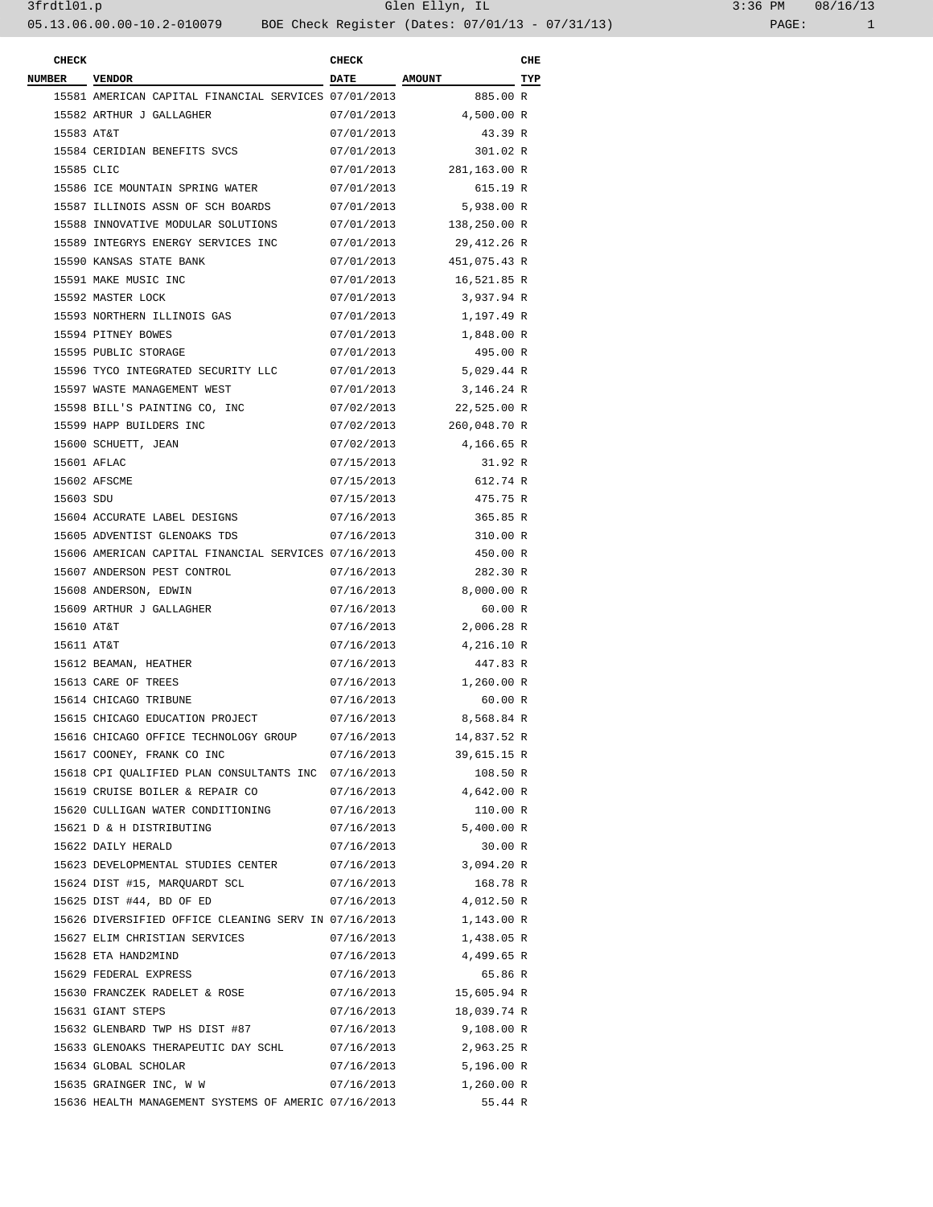| CHECK NUMBER | VENDOR | CHECK DATE | AMOUNT | CHE TYP |
|---|---|---|---|---|
| 15581 | AMERICAN CAPITAL FINANCIAL SERVICES | 07/01/2013 | 885.00 | R |
| 15582 | ARTHUR J GALLAGHER | 07/01/2013 | 4,500.00 | R |
| 15583 | AT&T | 07/01/2013 | 43.39 | R |
| 15584 | CERIDIAN BENEFITS SVCS | 07/01/2013 | 301.02 | R |
| 15585 | CLIC | 07/01/2013 | 281,163.00 | R |
| 15586 | ICE MOUNTAIN SPRING WATER | 07/01/2013 | 615.19 | R |
| 15587 | ILLINOIS ASSN OF SCH BOARDS | 07/01/2013 | 5,938.00 | R |
| 15588 | INNOVATIVE MODULAR SOLUTIONS | 07/01/2013 | 138,250.00 | R |
| 15589 | INTEGRYS ENERGY SERVICES INC | 07/01/2013 | 29,412.26 | R |
| 15590 | KANSAS STATE BANK | 07/01/2013 | 451,075.43 | R |
| 15591 | MAKE MUSIC INC | 07/01/2013 | 16,521.85 | R |
| 15592 | MASTER LOCK | 07/01/2013 | 3,937.94 | R |
| 15593 | NORTHERN ILLINOIS GAS | 07/01/2013 | 1,197.49 | R |
| 15594 | PITNEY BOWES | 07/01/2013 | 1,848.00 | R |
| 15595 | PUBLIC STORAGE | 07/01/2013 | 495.00 | R |
| 15596 | TYCO INTEGRATED SECURITY LLC | 07/01/2013 | 5,029.44 | R |
| 15597 | WASTE MANAGEMENT WEST | 07/01/2013 | 3,146.24 | R |
| 15598 | BILL'S PAINTING CO, INC | 07/02/2013 | 22,525.00 | R |
| 15599 | HAPP BUILDERS INC | 07/02/2013 | 260,048.70 | R |
| 15600 | SCHUETT, JEAN | 07/02/2013 | 4,166.65 | R |
| 15601 | AFLAC | 07/15/2013 | 31.92 | R |
| 15602 | AFSCME | 07/15/2013 | 612.74 | R |
| 15603 | SDU | 07/15/2013 | 475.75 | R |
| 15604 | ACCURATE LABEL DESIGNS | 07/16/2013 | 365.85 | R |
| 15605 | ADVENTIST GLENOAKS TDS | 07/16/2013 | 310.00 | R |
| 15606 | AMERICAN CAPITAL FINANCIAL SERVICES | 07/16/2013 | 450.00 | R |
| 15607 | ANDERSON PEST CONTROL | 07/16/2013 | 282.30 | R |
| 15608 | ANDERSON, EDWIN | 07/16/2013 | 8,000.00 | R |
| 15609 | ARTHUR J GALLAGHER | 07/16/2013 | 60.00 | R |
| 15610 | AT&T | 07/16/2013 | 2,006.28 | R |
| 15611 | AT&T | 07/16/2013 | 4,216.10 | R |
| 15612 | BEAMAN, HEATHER | 07/16/2013 | 447.83 | R |
| 15613 | CARE OF TREES | 07/16/2013 | 1,260.00 | R |
| 15614 | CHICAGO TRIBUNE | 07/16/2013 | 60.00 | R |
| 15615 | CHICAGO EDUCATION PROJECT | 07/16/2013 | 8,568.84 | R |
| 15616 | CHICAGO OFFICE TECHNOLOGY GROUP | 07/16/2013 | 14,837.52 | R |
| 15617 | COONEY, FRANK CO INC | 07/16/2013 | 39,615.15 | R |
| 15618 | CPI QUALIFIED PLAN CONSULTANTS INC | 07/16/2013 | 108.50 | R |
| 15619 | CRUISE BOILER & REPAIR CO | 07/16/2013 | 4,642.00 | R |
| 15620 | CULLIGAN WATER CONDITIONING | 07/16/2013 | 110.00 | R |
| 15621 | D & H DISTRIBUTING | 07/16/2013 | 5,400.00 | R |
| 15622 | DAILY HERALD | 07/16/2013 | 30.00 | R |
| 15623 | DEVELOPMENTAL STUDIES CENTER | 07/16/2013 | 3,094.20 | R |
| 15624 | DIST #15, MARQUARDT SCL | 07/16/2013 | 168.78 | R |
| 15625 | DIST #44, BD OF ED | 07/16/2013 | 4,012.50 | R |
| 15626 | DIVERSIFIED OFFICE CLEANING SERV IN | 07/16/2013 | 1,143.00 | R |
| 15627 | ELIM CHRISTIAN SERVICES | 07/16/2013 | 1,438.05 | R |
| 15628 | ETA HAND2MIND | 07/16/2013 | 4,499.65 | R |
| 15629 | FEDERAL EXPRESS | 07/16/2013 | 65.86 | R |
| 15630 | FRANCZEK RADELET & ROSE | 07/16/2013 | 15,605.94 | R |
| 15631 | GIANT STEPS | 07/16/2013 | 18,039.74 | R |
| 15632 | GLENBARD TWP HS DIST #87 | 07/16/2013 | 9,108.00 | R |
| 15633 | GLENOAKS THERAPEUTIC DAY SCHL | 07/16/2013 | 2,963.25 | R |
| 15634 | GLOBAL SCHOLAR | 07/16/2013 | 5,196.00 | R |
| 15635 | GRAINGER INC, W W | 07/16/2013 | 1,260.00 | R |
| 15636 | HEALTH MANAGEMENT SYSTEMS OF AMERIC | 07/16/2013 | 55.44 | R |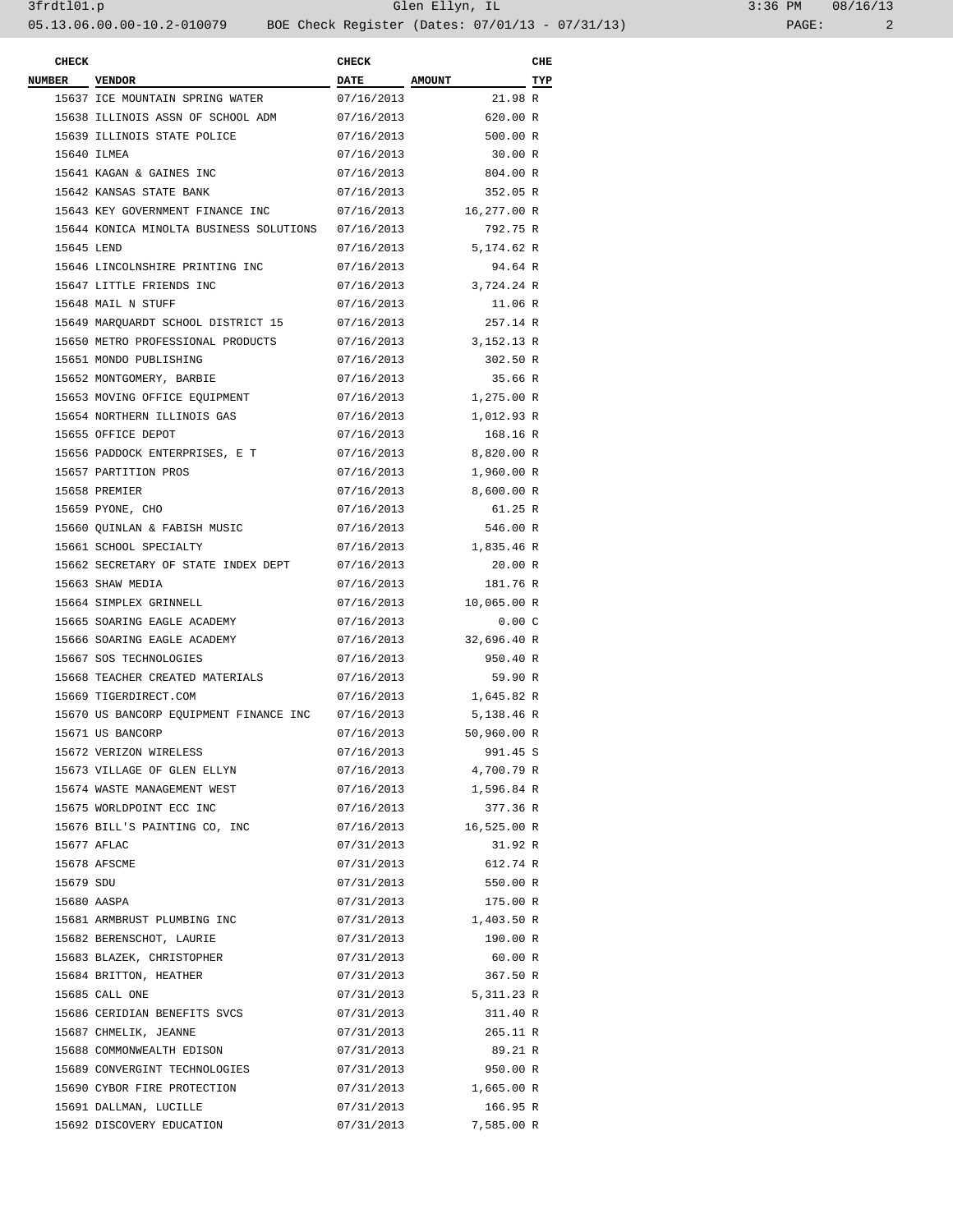| CHECK NUMBER | VENDOR | CHECK DATE | AMOUNT | CHE TYP |
|---|---|---|---|---|
| 15637 | ICE MOUNTAIN SPRING WATER | 07/16/2013 | 21.98 | R |
| 15638 | ILLINOIS ASSN OF SCHOOL ADM | 07/16/2013 | 620.00 | R |
| 15639 | ILLINOIS STATE POLICE | 07/16/2013 | 500.00 | R |
| 15640 | ILMEA | 07/16/2013 | 30.00 | R |
| 15641 | KAGAN & GAINES INC | 07/16/2013 | 804.00 | R |
| 15642 | KANSAS STATE BANK | 07/16/2013 | 352.05 | R |
| 15643 | KEY GOVERNMENT FINANCE INC | 07/16/2013 | 16,277.00 | R |
| 15644 | KONICA MINOLTA BUSINESS SOLUTIONS | 07/16/2013 | 792.75 | R |
| 15645 | LEND | 07/16/2013 | 5,174.62 | R |
| 15646 | LINCOLNSHIRE PRINTING INC | 07/16/2013 | 94.64 | R |
| 15647 | LITTLE FRIENDS INC | 07/16/2013 | 3,724.24 | R |
| 15648 | MAIL N STUFF | 07/16/2013 | 11.06 | R |
| 15649 | MARQUARDT SCHOOL DISTRICT 15 | 07/16/2013 | 257.14 | R |
| 15650 | METRO PROFESSIONAL PRODUCTS | 07/16/2013 | 3,152.13 | R |
| 15651 | MONDO PUBLISHING | 07/16/2013 | 302.50 | R |
| 15652 | MONTGOMERY, BARBIE | 07/16/2013 | 35.66 | R |
| 15653 | MOVING OFFICE EQUIPMENT | 07/16/2013 | 1,275.00 | R |
| 15654 | NORTHERN ILLINOIS GAS | 07/16/2013 | 1,012.93 | R |
| 15655 | OFFICE DEPOT | 07/16/2013 | 168.16 | R |
| 15656 | PADDOCK ENTERPRISES, E T | 07/16/2013 | 8,820.00 | R |
| 15657 | PARTITION PROS | 07/16/2013 | 1,960.00 | R |
| 15658 | PREMIER | 07/16/2013 | 8,600.00 | R |
| 15659 | PYONE, CHO | 07/16/2013 | 61.25 | R |
| 15660 | QUINLAN & FABISH MUSIC | 07/16/2013 | 546.00 | R |
| 15661 | SCHOOL SPECIALTY | 07/16/2013 | 1,835.46 | R |
| 15662 | SECRETARY OF STATE INDEX DEPT | 07/16/2013 | 20.00 | R |
| 15663 | SHAW MEDIA | 07/16/2013 | 181.76 | R |
| 15664 | SIMPLEX GRINNELL | 07/16/2013 | 10,065.00 | R |
| 15665 | SOARING EAGLE ACADEMY | 07/16/2013 | 0.00 | C |
| 15666 | SOARING EAGLE ACADEMY | 07/16/2013 | 32,696.40 | R |
| 15667 | SOS TECHNOLOGIES | 07/16/2013 | 950.40 | R |
| 15668 | TEACHER CREATED MATERIALS | 07/16/2013 | 59.90 | R |
| 15669 | TIGERDIRECT.COM | 07/16/2013 | 1,645.82 | R |
| 15670 | US BANCORP EQUIPMENT FINANCE INC | 07/16/2013 | 5,138.46 | R |
| 15671 | US BANCORP | 07/16/2013 | 50,960.00 | R |
| 15672 | VERIZON WIRELESS | 07/16/2013 | 991.45 | S |
| 15673 | VILLAGE OF GLEN ELLYN | 07/16/2013 | 4,700.79 | R |
| 15674 | WASTE MANAGEMENT WEST | 07/16/2013 | 1,596.84 | R |
| 15675 | WORLDPOINT ECC INC | 07/16/2013 | 377.36 | R |
| 15676 | BILL'S PAINTING CO, INC | 07/16/2013 | 16,525.00 | R |
| 15677 | AFLAC | 07/31/2013 | 31.92 | R |
| 15678 | AFSCME | 07/31/2013 | 612.74 | R |
| 15679 | SDU | 07/31/2013 | 550.00 | R |
| 15680 | AASPA | 07/31/2013 | 175.00 | R |
| 15681 | ARMBRUST PLUMBING INC | 07/31/2013 | 1,403.50 | R |
| 15682 | BERENSCHOT, LAURIE | 07/31/2013 | 190.00 | R |
| 15683 | BLAZEK, CHRISTOPHER | 07/31/2013 | 60.00 | R |
| 15684 | BRITTON, HEATHER | 07/31/2013 | 367.50 | R |
| 15685 | CALL ONE | 07/31/2013 | 5,311.23 | R |
| 15686 | CERIDIAN BENEFITS SVCS | 07/31/2013 | 311.40 | R |
| 15687 | CHMELIK, JEANNE | 07/31/2013 | 265.11 | R |
| 15688 | COMMONWEALTH EDISON | 07/31/2013 | 89.21 | R |
| 15689 | CONVERGINT TECHNOLOGIES | 07/31/2013 | 950.00 | R |
| 15690 | CYBOR FIRE PROTECTION | 07/31/2013 | 1,665.00 | R |
| 15691 | DALLMAN, LUCILLE | 07/31/2013 | 166.95 | R |
| 15692 | DISCOVERY EDUCATION | 07/31/2013 | 7,585.00 | R |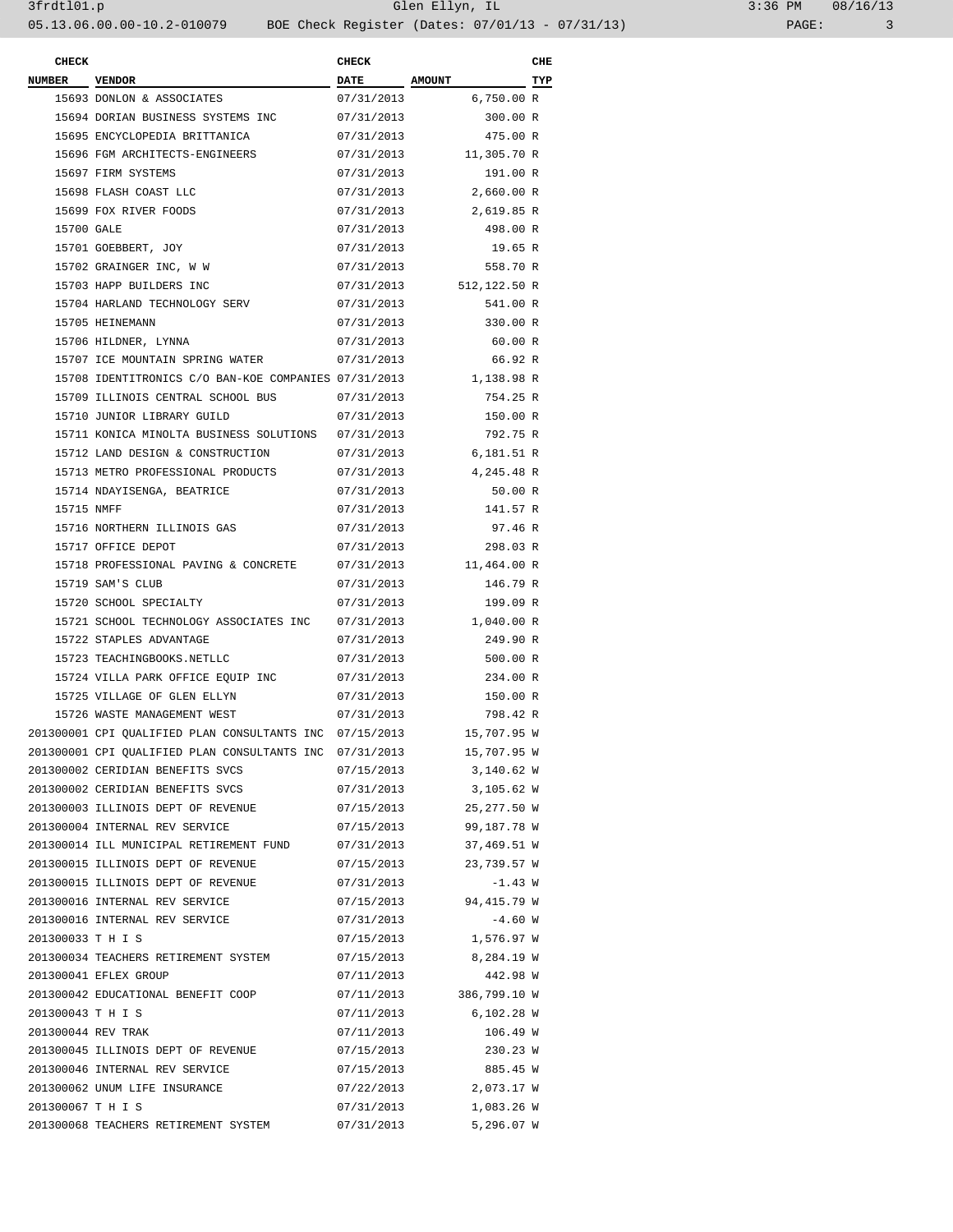| CHECK NUMBER | VENDOR | CHECK DATE | AMOUNT | CHE TYP |
|---|---|---|---|---|
| 15693 | DONLON & ASSOCIATES | 07/31/2013 | 6,750.00 | R |
| 15694 | DORIAN BUSINESS SYSTEMS INC | 07/31/2013 | 300.00 | R |
| 15695 | ENCYCLOPEDIA BRITTANICA | 07/31/2013 | 475.00 | R |
| 15696 | FGM ARCHITECTS-ENGINEERS | 07/31/2013 | 11,305.70 | R |
| 15697 | FIRM SYSTEMS | 07/31/2013 | 191.00 | R |
| 15698 | FLASH COAST LLC | 07/31/2013 | 2,660.00 | R |
| 15699 | FOX RIVER FOODS | 07/31/2013 | 2,619.85 | R |
| 15700 | GALE | 07/31/2013 | 498.00 | R |
| 15701 | GOEBBERT, JOY | 07/31/2013 | 19.65 | R |
| 15702 | GRAINGER INC, W W | 07/31/2013 | 558.70 | R |
| 15703 | HAPP BUILDERS INC | 07/31/2013 | 512,122.50 | R |
| 15704 | HARLAND TECHNOLOGY SERV | 07/31/2013 | 541.00 | R |
| 15705 | HEINEMANN | 07/31/2013 | 330.00 | R |
| 15706 | HILDNER, LYNNA | 07/31/2013 | 60.00 | R |
| 15707 | ICE MOUNTAIN SPRING WATER | 07/31/2013 | 66.92 | R |
| 15708 | IDENTITRONICS C/O BAN-KOE COMPANIES | 07/31/2013 | 1,138.98 | R |
| 15709 | ILLINOIS CENTRAL SCHOOL BUS | 07/31/2013 | 754.25 | R |
| 15710 | JUNIOR LIBRARY GUILD | 07/31/2013 | 150.00 | R |
| 15711 | KONICA MINOLTA BUSINESS SOLUTIONS | 07/31/2013 | 792.75 | R |
| 15712 | LAND DESIGN & CONSTRUCTION | 07/31/2013 | 6,181.51 | R |
| 15713 | METRO PROFESSIONAL PRODUCTS | 07/31/2013 | 4,245.48 | R |
| 15714 | NDAYISENGA, BEATRICE | 07/31/2013 | 50.00 | R |
| 15715 | NMFF | 07/31/2013 | 141.57 | R |
| 15716 | NORTHERN ILLINOIS GAS | 07/31/2013 | 97.46 | R |
| 15717 | OFFICE DEPOT | 07/31/2013 | 298.03 | R |
| 15718 | PROFESSIONAL PAVING & CONCRETE | 07/31/2013 | 11,464.00 | R |
| 15719 | SAM'S CLUB | 07/31/2013 | 146.79 | R |
| 15720 | SCHOOL SPECIALTY | 07/31/2013 | 199.09 | R |
| 15721 | SCHOOL TECHNOLOGY ASSOCIATES INC | 07/31/2013 | 1,040.00 | R |
| 15722 | STAPLES ADVANTAGE | 07/31/2013 | 249.90 | R |
| 15723 | TEACHINGBOOKS.NETLLC | 07/31/2013 | 500.00 | R |
| 15724 | VILLA PARK OFFICE EQUIP INC | 07/31/2013 | 234.00 | R |
| 15725 | VILLAGE OF GLEN ELLYN | 07/31/2013 | 150.00 | R |
| 15726 | WASTE MANAGEMENT WEST | 07/31/2013 | 798.42 | R |
| 201300001 | CPI QUALIFIED PLAN CONSULTANTS INC | 07/15/2013 | 15,707.95 | W |
| 201300001 | CPI QUALIFIED PLAN CONSULTANTS INC | 07/31/2013 | 15,707.95 | W |
| 201300002 | CERIDIAN BENEFITS SVCS | 07/15/2013 | 3,140.62 | W |
| 201300002 | CERIDIAN BENEFITS SVCS | 07/31/2013 | 3,105.62 | W |
| 201300003 | ILLINOIS DEPT OF REVENUE | 07/15/2013 | 25,277.50 | W |
| 201300004 | INTERNAL REV SERVICE | 07/15/2013 | 99,187.78 | W |
| 201300014 | ILL MUNICIPAL RETIREMENT FUND | 07/31/2013 | 37,469.51 | W |
| 201300015 | ILLINOIS DEPT OF REVENUE | 07/15/2013 | 23,739.57 | W |
| 201300015 | ILLINOIS DEPT OF REVENUE | 07/31/2013 | -1.43 | W |
| 201300016 | INTERNAL REV SERVICE | 07/15/2013 | 94,415.79 | W |
| 201300016 | INTERNAL REV SERVICE | 07/31/2013 | -4.60 | W |
| 201300033 | T H I S | 07/15/2013 | 1,576.97 | W |
| 201300034 | TEACHERS RETIREMENT SYSTEM | 07/15/2013 | 8,284.19 | W |
| 201300041 | EFLEX GROUP | 07/11/2013 | 442.98 | W |
| 201300042 | EDUCATIONAL BENEFIT COOP | 07/11/2013 | 386,799.10 | W |
| 201300043 | T H I S | 07/11/2013 | 6,102.28 | W |
| 201300044 | REV TRAK | 07/11/2013 | 106.49 | W |
| 201300045 | ILLINOIS DEPT OF REVENUE | 07/15/2013 | 230.23 | W |
| 201300046 | INTERNAL REV SERVICE | 07/15/2013 | 885.45 | W |
| 201300062 | UNUM LIFE INSURANCE | 07/22/2013 | 2,073.17 | W |
| 201300067 | T H I S | 07/31/2013 | 1,083.26 | W |
| 201300068 | TEACHERS RETIREMENT SYSTEM | 07/31/2013 | 5,296.07 | W |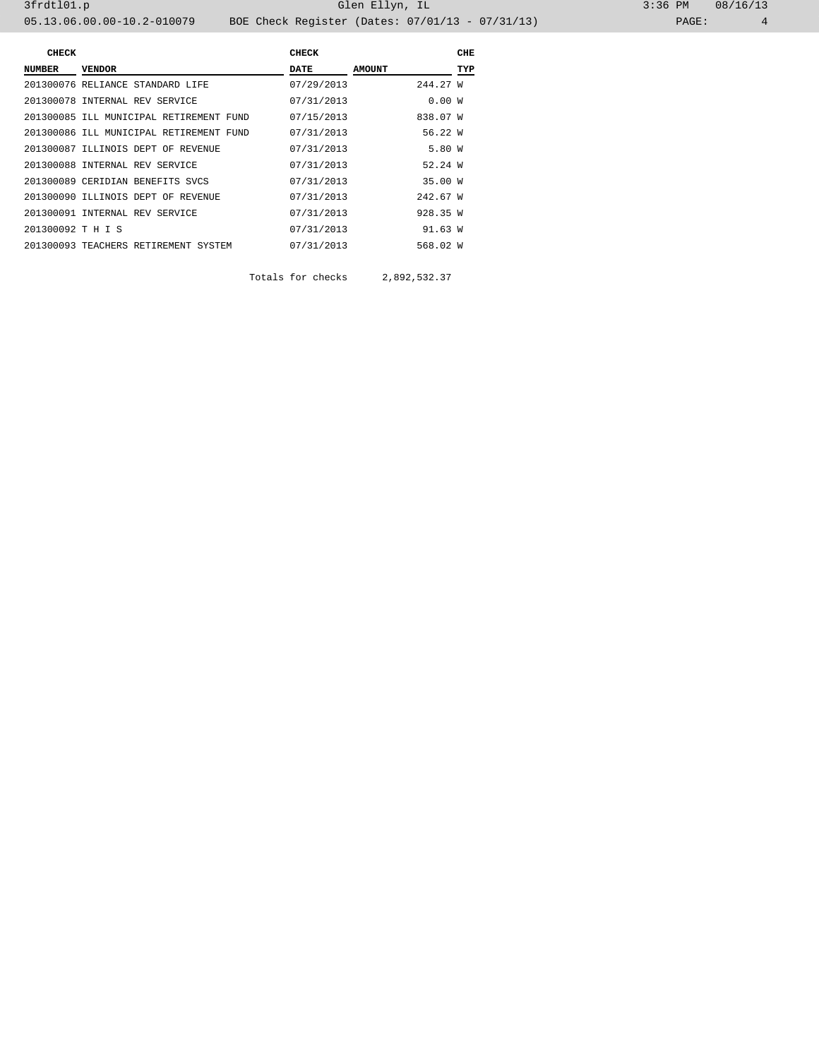| CHECK NUMBER | VENDOR | CHECK DATE | AMOUNT | CHE TYP |
|---|---|---|---|---|
| 201300076 | RELIANCE STANDARD LIFE | 07/29/2013 | 244.27 | W |
| 201300078 | INTERNAL REV SERVICE | 07/31/2013 | 0.00 | W |
| 201300085 | ILL MUNICIPAL RETIREMENT FUND | 07/15/2013 | 838.07 | W |
| 201300086 | ILL MUNICIPAL RETIREMENT FUND | 07/31/2013 | 56.22 | W |
| 201300087 | ILLINOIS DEPT OF REVENUE | 07/31/2013 | 5.80 | W |
| 201300088 | INTERNAL REV SERVICE | 07/31/2013 | 52.24 | W |
| 201300089 | CERIDIAN BENEFITS SVCS | 07/31/2013 | 35.00 | W |
| 201300090 | ILLINOIS DEPT OF REVENUE | 07/31/2013 | 242.67 | W |
| 201300091 | INTERNAL REV SERVICE | 07/31/2013 | 928.35 | W |
| 201300092 | T H I S | 07/31/2013 | 91.63 | W |
| 201300093 | TEACHERS RETIREMENT SYSTEM | 07/31/2013 | 568.02 | W |
| | | Totals for checks | 2,892,532.37 | |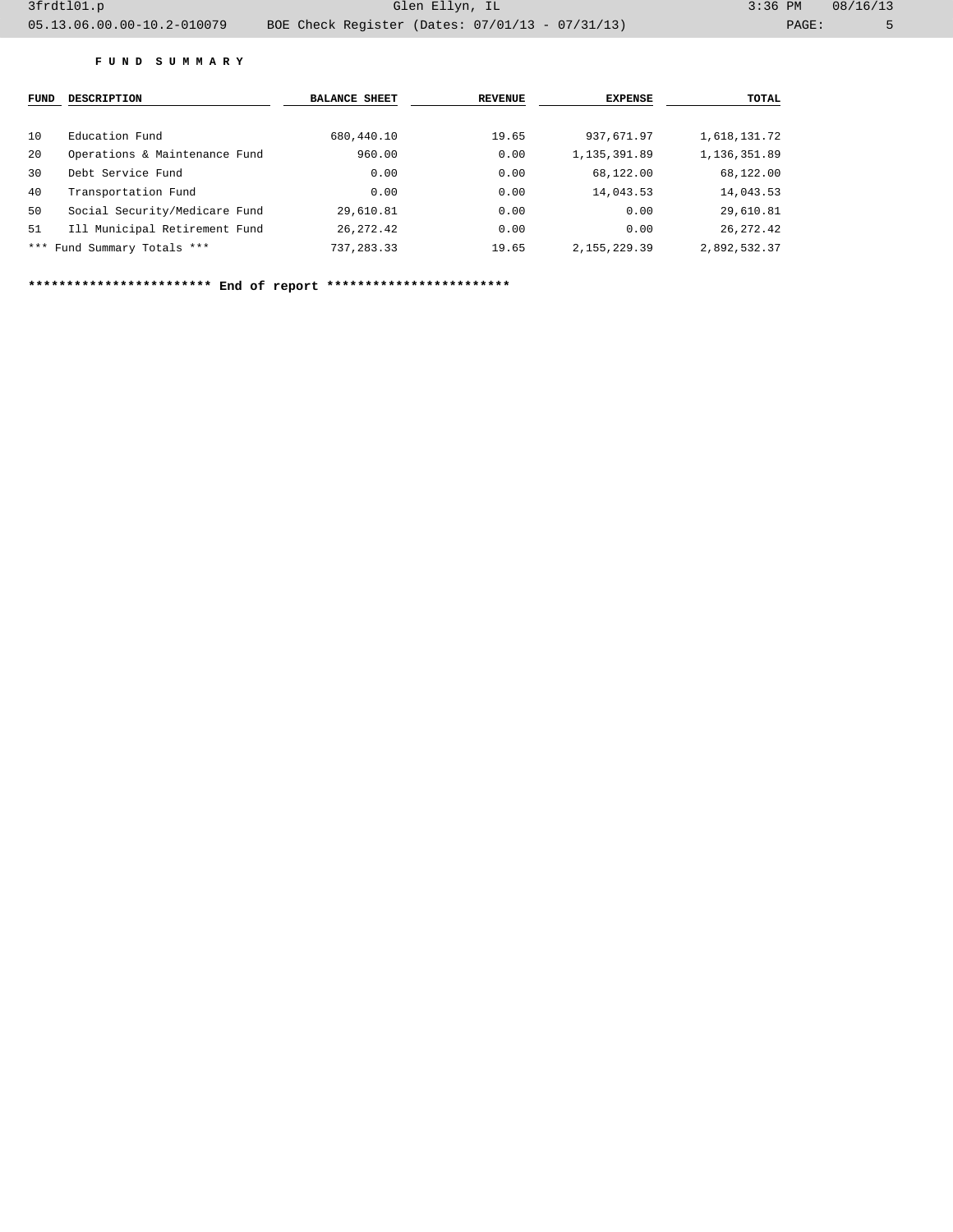**F U N D   S U M M A R Y**

| FUND | DESCRIPTION | BALANCE SHEET | REVENUE | EXPENSE | TOTAL |
|---|---|---|---|---|---|
| 10 | Education Fund | 680,440.10 | 19.65 | 937,671.97 | 1,618,131.72 |
| 20 | Operations & Maintenance Fund | 960.00 | 0.00 | 1,135,391.89 | 1,136,351.89 |
| 30 | Debt Service Fund | 0.00 | 0.00 | 68,122.00 | 68,122.00 |
| 40 | Transportation Fund | 0.00 | 0.00 | 14,043.53 | 14,043.53 |
| 50 | Social Security/Medicare Fund | 29,610.81 | 0.00 | 0.00 | 29,610.81 |
| 51 | Ill Municipal Retirement Fund | 26,272.42 | 0.00 | 0.00 | 26,272.42 |
| *** Fund Summary Totals *** | | 737,283.33 | 19.65 | 2,155,229.39 | 2,892,532.37 |

************************ **End of report** ************************